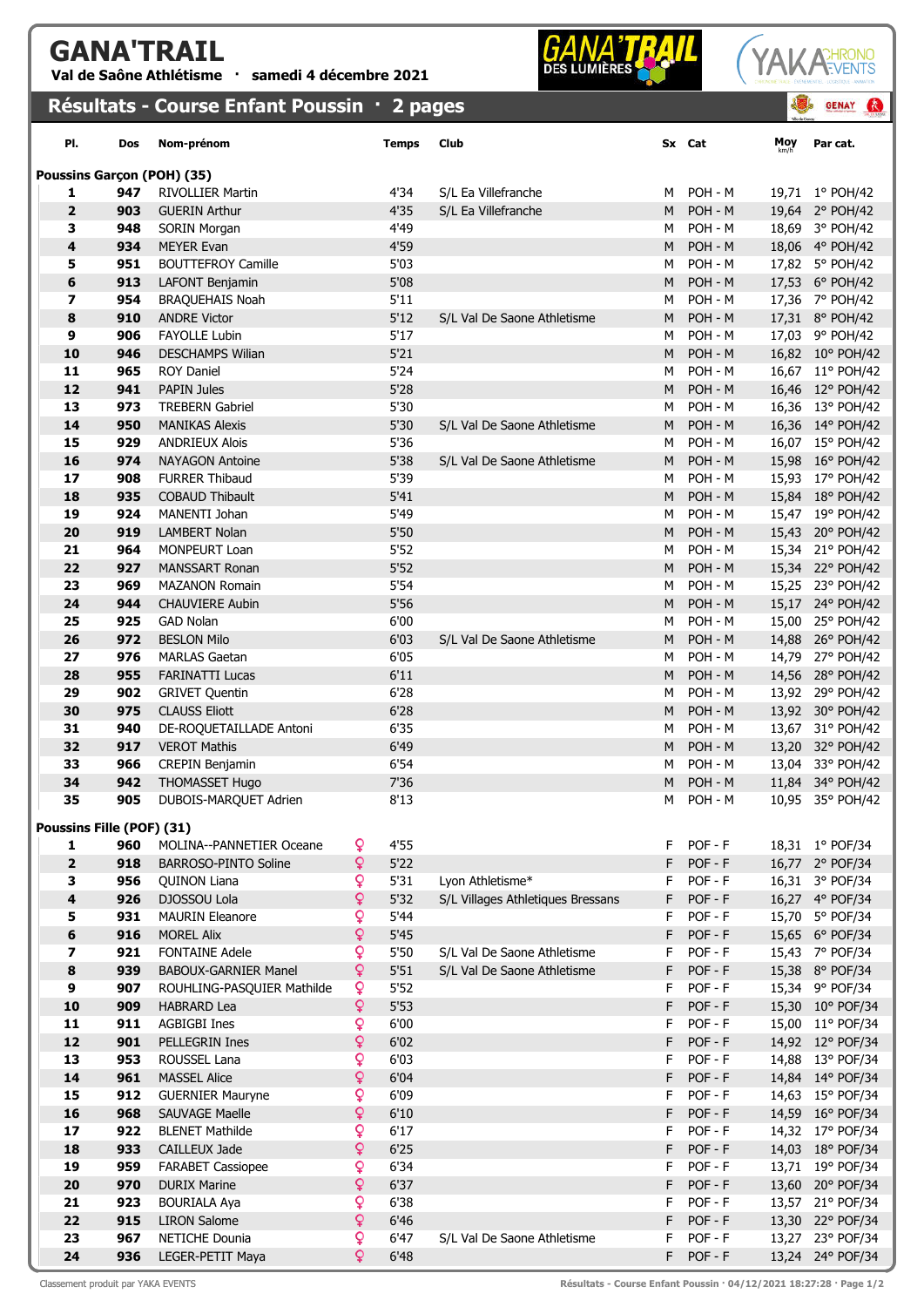# GANA'TRAIL

**Val de Saône Athlétisme · samedi 4 décembre 2021**

## Résultats - Course Enfant Poussin · 2 pages

| Pl. | Dos | Nom-prénom | | Temps | Club | Sx | Cat | Moy km/h | Par cat. |
|---|---|---|---|---|---|---|---|---|---|
| **Poussins Garçon (POH) (35)** | | | | | | | | | |
| 1 | 947 | RIVOLLIER Martin | | 4'34 | S/L Ea Villefranche | M | POH - M | 19,71 | 1° POH/42 |
| 2 | 903 | GUERIN Arthur | | 4'35 | S/L Ea Villefranche | M | POH - M | 19,64 | 2° POH/42 |
| 3 | 948 | SORIN Morgan | | 4'49 | | M | POH - M | 18,69 | 3° POH/42 |
| 4 | 934 | MEYER Evan | | 4'59 | | M | POH - M | 18,06 | 4° POH/42 |
| 5 | 951 | BOUTTEFROY Camille | | 5'03 | | M | POH - M | 17,82 | 5° POH/42 |
| 6 | 913 | LAFONT Benjamin | | 5'08 | | M | POH - M | 17,53 | 6° POH/42 |
| 7 | 954 | BRAQUEHAIS Noah | | 5'11 | | M | POH - M | 17,36 | 7° POH/42 |
| 8 | 910 | ANDRE Victor | | 5'12 | S/L Val De Saone Athletisme | M | POH - M | 17,31 | 8° POH/42 |
| 9 | 906 | FAYOLLE Lubin | | 5'17 | | M | POH - M | 17,03 | 9° POH/42 |
| 10 | 946 | DESCHAMPS Wilian | | 5'21 | | M | POH - M | 16,82 | 10° POH/42 |
| 11 | 965 | ROY Daniel | | 5'24 | | M | POH - M | 16,67 | 11° POH/42 |
| 12 | 941 | PAPIN Jules | | 5'28 | | M | POH - M | 16,46 | 12° POH/42 |
| 13 | 973 | TREBERN Gabriel | | 5'30 | | M | POH - M | 16,36 | 13° POH/42 |
| 14 | 950 | MANIKAS Alexis | | 5'30 | S/L Val De Saone Athletisme | M | POH - M | 16,36 | 14° POH/42 |
| 15 | 929 | ANDRIEUX Alois | | 5'36 | | M | POH - M | 16,07 | 15° POH/42 |
| 16 | 974 | NAYAGON Antoine | | 5'38 | S/L Val De Saone Athletisme | M | POH - M | 15,98 | 16° POH/42 |
| 17 | 908 | FURRER Thibaud | | 5'39 | | M | POH - M | 15,93 | 17° POH/42 |
| 18 | 935 | COBAUD Thibault | | 5'41 | | M | POH - M | 15,84 | 18° POH/42 |
| 19 | 924 | MANENTI Johan | | 5'49 | | M | POH - M | 15,47 | 19° POH/42 |
| 20 | 919 | LAMBERT Nolan | | 5'50 | | M | POH - M | 15,43 | 20° POH/42 |
| 21 | 964 | MONPEURT Loan | | 5'52 | | M | POH - M | 15,34 | 21° POH/42 |
| 22 | 927 | MANSSART Ronan | | 5'52 | | M | POH - M | 15,34 | 22° POH/42 |
| 23 | 969 | MAZANON Romain | | 5'54 | | M | POH - M | 15,25 | 23° POH/42 |
| 24 | 944 | CHAUVIERE Aubin | | 5'56 | | M | POH - M | 15,17 | 24° POH/42 |
| 25 | 925 | GAD Nolan | | 6'00 | | M | POH - M | 15,00 | 25° POH/42 |
| 26 | 972 | BESLON Milo | | 6'03 | S/L Val De Saone Athletisme | M | POH - M | 14,88 | 26° POH/42 |
| 27 | 976 | MARLAS Gaetan | | 6'05 | | M | POH - M | 14,79 | 27° POH/42 |
| 28 | 955 | FARINATTI Lucas | | 6'11 | | M | POH - M | 14,56 | 28° POH/42 |
| 29 | 902 | GRIVET Quentin | | 6'28 | | M | POH - M | 13,92 | 29° POH/42 |
| 30 | 975 | CLAUSS Eliott | | 6'28 | | M | POH - M | 13,92 | 30° POH/42 |
| 31 | 940 | DE-ROQUETAILLADE Antoni | | 6'35 | | M | POH - M | 13,67 | 31° POH/42 |
| 32 | 917 | VEROT Mathis | | 6'49 | | M | POH - M | 13,20 | 32° POH/42 |
| 33 | 966 | CREPIN Benjamin | | 6'54 | | M | POH - M | 13,04 | 33° POH/42 |
| 34 | 942 | THOMASSET Hugo | | 7'36 | | M | POH - M | 11,84 | 34° POH/42 |
| 35 | 905 | DUBOIS-MARQUET Adrien | | 8'13 | | M | POH - M | 10,95 | 35° POH/42 |
| **Poussins Fille (POF) (31)** | | | | | | | | | |
| 1 | 960 | MOLINA--PANNETIER Oceane | ♀ | 4'55 | | F | POF - F | 18,31 | 1° POF/34 |
| 2 | 918 | BARROSO-PINTO Soline | ♀ | 5'22 | | F | POF - F | 16,77 | 2° POF/34 |
| 3 | 956 | QUINON Liana | ♀ | 5'31 | Lyon Athletisme* | F | POF - F | 16,31 | 3° POF/34 |
| 4 | 926 | DJOSSOU Lola | ♀ | 5'32 | S/L Villages Athletiques Bressans | F | POF - F | 16,27 | 4° POF/34 |
| 5 | 931 | MAURIN Eleanore | ♀ | 5'44 | | F | POF - F | 15,70 | 5° POF/34 |
| 6 | 916 | MOREL Alix | ♀ | 5'45 | | F | POF - F | 15,65 | 6° POF/34 |
| 7 | 921 | FONTAINE Adele | ♀ | 5'50 | S/L Val De Saone Athletisme | F | POF - F | 15,43 | 7° POF/34 |
| 8 | 939 | BABOUX-GARNIER Manel | ♀ | 5'51 | S/L Val De Saone Athletisme | F | POF - F | 15,38 | 8° POF/34 |
| 9 | 907 | ROUHLING-PASQUIER Mathilde | ♀ | 5'52 | | F | POF - F | 15,34 | 9° POF/34 |
| 10 | 909 | HABRARD Lea | ♀ | 5'53 | | F | POF - F | 15,30 | 10° POF/34 |
| 11 | 911 | AGBIGBI Ines | ♀ | 6'00 | | F | POF - F | 15,00 | 11° POF/34 |
| 12 | 901 | PELLEGRIN Ines | ♀ | 6'02 | | F | POF - F | 14,92 | 12° POF/34 |
| 13 | 953 | ROUSSEL Lana | ♀ | 6'03 | | F | POF - F | 14,88 | 13° POF/34 |
| 14 | 961 | MASSEL Alice | ♀ | 6'04 | | F | POF - F | 14,84 | 14° POF/34 |
| 15 | 912 | GUERNIER Mauryne | ♀ | 6'09 | | F | POF - F | 14,63 | 15° POF/34 |
| 16 | 968 | SAUVAGE Maelle | ♀ | 6'10 | | F | POF - F | 14,59 | 16° POF/34 |
| 17 | 922 | BLENET Mathilde | ♀ | 6'17 | | F | POF - F | 14,32 | 17° POF/34 |
| 18 | 933 | CAILLEUX Jade | ♀ | 6'25 | | F | POF - F | 14,03 | 18° POF/34 |
| 19 | 959 | FARABET Cassiopee | ♀ | 6'34 | | F | POF - F | 13,71 | 19° POF/34 |
| 20 | 970 | DURIX Marine | ♀ | 6'37 | | F | POF - F | 13,60 | 20° POF/34 |
| 21 | 923 | BOURIALA Aya | ♀ | 6'38 | | F | POF - F | 13,57 | 21° POF/34 |
| 22 | 915 | LIRON Salome | ♀ | 6'46 | | F | POF - F | 13,30 | 22° POF/34 |
| 23 | 967 | NETICHE Dounia | ♀ | 6'47 | S/L Val De Saone Athletisme | F | POF - F | 13,27 | 23° POF/34 |
| 24 | 936 | LEGER-PETIT Maya | ♀ | 6'48 | | F | POF - F | 13,24 | 24° POF/34 |

Classement produit par YAKA EVENTS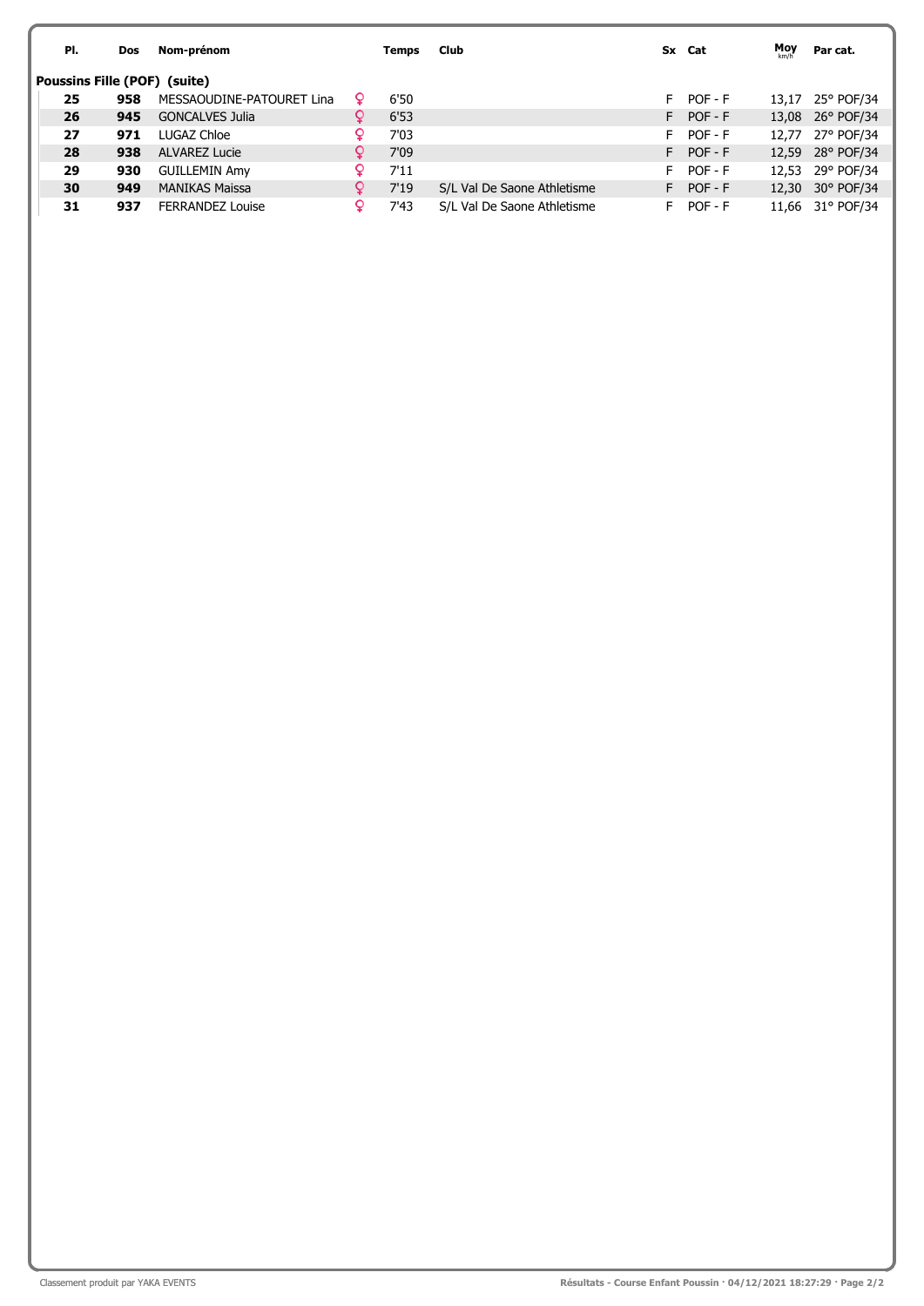| Pl. | Dos | Nom-prénom | | Temps | Club | Sx | Cat | Moy km/h | Par cat. |
|---|---|---|---|---|---|---|---|---|---|
| **Poussins Fille (POF) (suite)** | | | | | | | | | |
| **25** | **958** | MESSAOUDINE-PATOURET Lina | ♀ | 6'50 | | F | POF - F | 13,17 | 25° POF/34 |
| **26** | **945** | GONCALVES Julia | ♀ | 6'53 | | F | POF - F | 13,08 | 26° POF/34 |
| **27** | **971** | LUGAZ Chloe | ♀ | 7'03 | | F | POF - F | 12,77 | 27° POF/34 |
| **28** | **938** | ALVAREZ Lucie | ♀ | 7'09 | | F | POF - F | 12,59 | 28° POF/34 |
| **29** | **930** | GUILLEMIN Amy | ♀ | 7'11 | | F | POF - F | 12,53 | 29° POF/34 |
| **30** | **949** | MANIKAS Maissa | ♀ | 7'19 | S/L Val De Saone Athletisme | F | POF - F | 12,30 | 30° POF/34 |
| **31** | **937** | FERRANDEZ Louise | ♀ | 7'43 | S/L Val De Saone Athletisme | F | POF - F | 11,66 | 31° POF/34 |

Classement produit par YAKA EVENTS

**Résultats - Course Enfant Poussin · 04/12/2021 18:27:29**